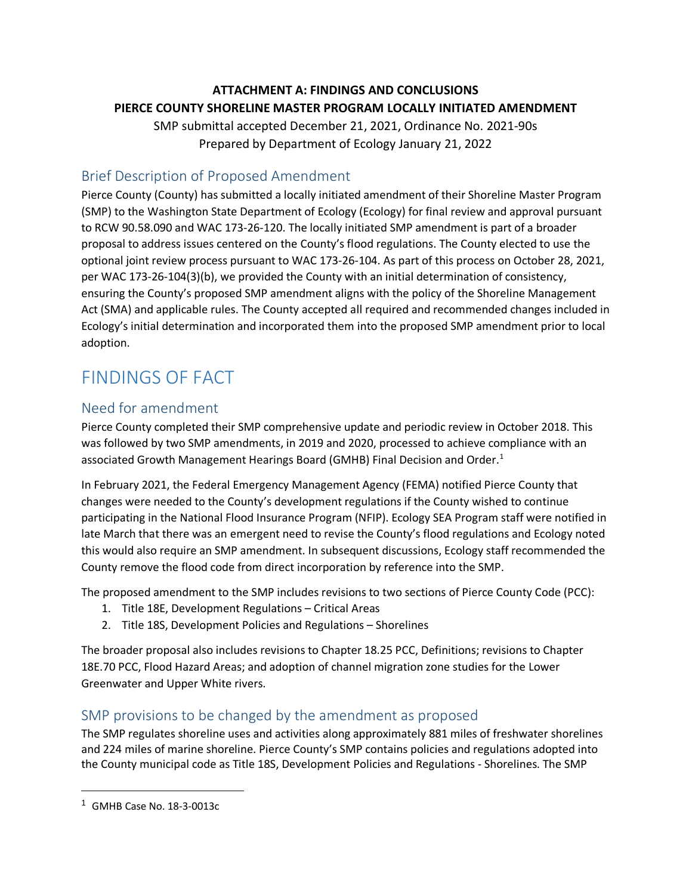**ATTACHMENT A: FINDINGS AND CONCLUSIONS**
**PIERCE COUNTY SHORELINE MASTER PROGRAM LOCALLY INITIATED AMENDMENT**

SMP submittal accepted December 21, 2021, Ordinance No. 2021-90s
Prepared by Department of Ecology January 21, 2022

## Brief Description of Proposed Amendment

Pierce County (County) has submitted a locally initiated amendment of their Shoreline Master Program (SMP) to the Washington State Department of Ecology (Ecology) for final review and approval pursuant to RCW 90.58.090 and WAC 173-26-120. The locally initiated SMP amendment is part of a broader proposal to address issues centered on the County's flood regulations. The County elected to use the optional joint review process pursuant to WAC 173-26-104. As part of this process on October 28, 2021, per WAC 173-26-104(3)(b), we provided the County with an initial determination of consistency, ensuring the County's proposed SMP amendment aligns with the policy of the Shoreline Management Act (SMA) and applicable rules. The County accepted all required and recommended changes included in Ecology's initial determination and incorporated them into the proposed SMP amendment prior to local adoption.

# FINDINGS OF FACT

## Need for amendment

Pierce County completed their SMP comprehensive update and periodic review in October 2018. This was followed by two SMP amendments, in 2019 and 2020, processed to achieve compliance with an associated Growth Management Hearings Board (GMHB) Final Decision and Order.[1]

In February 2021, the Federal Emergency Management Agency (FEMA) notified Pierce County that changes were needed to the County's development regulations if the County wished to continue participating in the National Flood Insurance Program (NFIP). Ecology SEA Program staff were notified in late March that there was an emergent need to revise the County's flood regulations and Ecology noted this would also require an SMP amendment. In subsequent discussions, Ecology staff recommended the County remove the flood code from direct incorporation by reference into the SMP.

The proposed amendment to the SMP includes revisions to two sections of Pierce County Code (PCC):

1. Title 18E, Development Regulations – Critical Areas
2. Title 18S, Development Policies and Regulations – Shorelines

The broader proposal also includes revisions to Chapter 18.25 PCC, Definitions; revisions to Chapter 18E.70 PCC, Flood Hazard Areas; and adoption of channel migration zone studies for the Lower Greenwater and Upper White rivers.

## SMP provisions to be changed by the amendment as proposed

The SMP regulates shoreline uses and activities along approximately 881 miles of freshwater shorelines and 224 miles of marine shoreline. Pierce County's SMP contains policies and regulations adopted into the County municipal code as Title 18S, Development Policies and Regulations - Shorelines. The SMP

[1] GMHB Case No. 18-3-0013c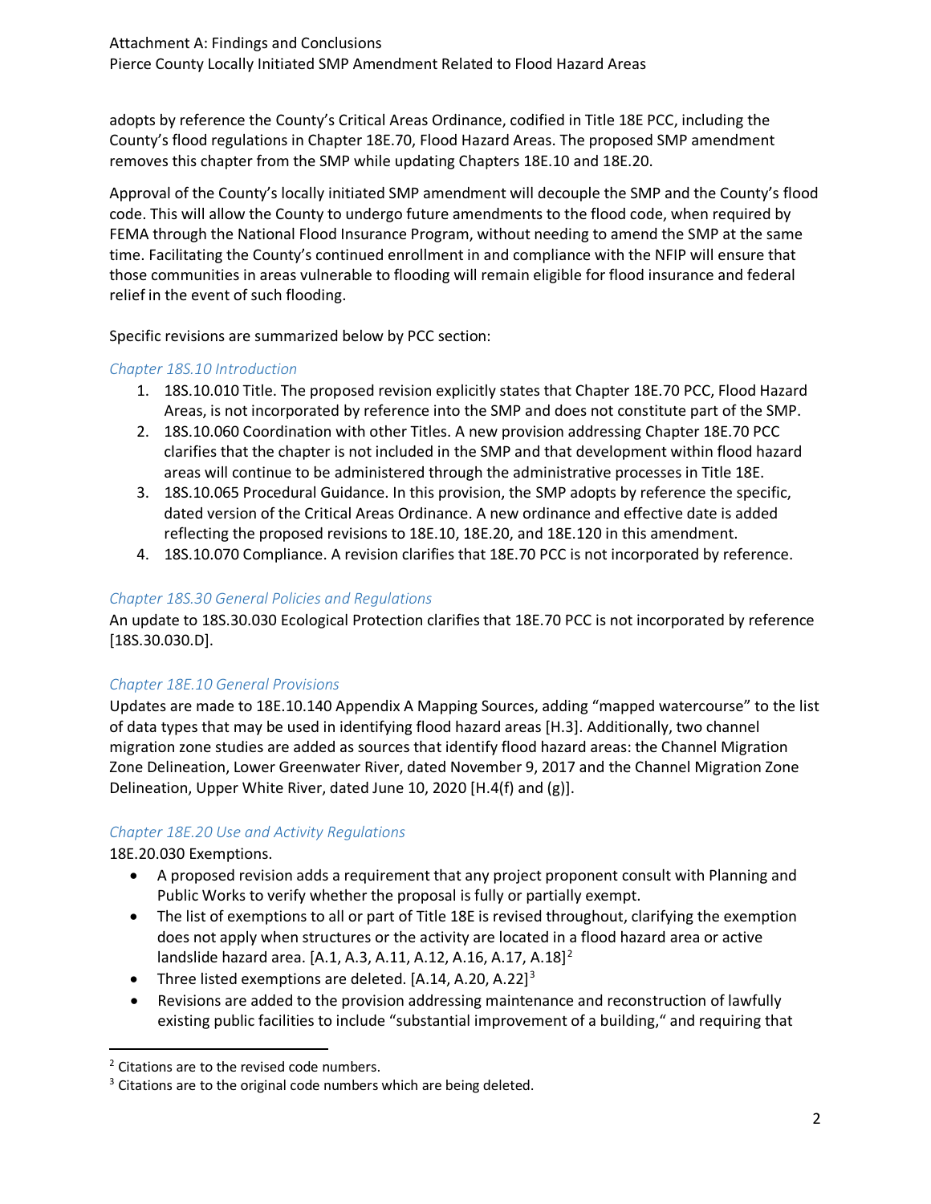adopts by reference the County's Critical Areas Ordinance, codified in Title 18E PCC, including the County's flood regulations in Chapter 18E.70, Flood Hazard Areas. The proposed SMP amendment removes this chapter from the SMP while updating Chapters 18E.10 and 18E.20.

Approval of the County's locally initiated SMP amendment will decouple the SMP and the County's flood code. This will allow the County to undergo future amendments to the flood code, when required by FEMA through the National Flood Insurance Program, without needing to amend the SMP at the same time. Facilitating the County's continued enrollment in and compliance with the NFIP will ensure that those communities in areas vulnerable to flooding will remain eligible for flood insurance and federal relief in the event of such flooding.

Specific revisions are summarized below by PCC section:

### *Chapter 18S.10 Introduction*

1. 18S.10.010 Title. The proposed revision explicitly states that Chapter 18E.70 PCC, Flood Hazard Areas, is not incorporated by reference into the SMP and does not constitute part of the SMP.
2. 18S.10.060 Coordination with other Titles. A new provision addressing Chapter 18E.70 PCC clarifies that the chapter is not included in the SMP and that development within flood hazard areas will continue to be administered through the administrative processes in Title 18E.
3. 18S.10.065 Procedural Guidance. In this provision, the SMP adopts by reference the specific, dated version of the Critical Areas Ordinance. A new ordinance and effective date is added reflecting the proposed revisions to 18E.10, 18E.20, and 18E.120 in this amendment.
4. 18S.10.070 Compliance. A revision clarifies that 18E.70 PCC is not incorporated by reference.

### *Chapter 18S.30 General Policies and Regulations*

An update to 18S.30.030 Ecological Protection clarifies that 18E.70 PCC is not incorporated by reference [18S.30.030.D].

### *Chapter 18E.10 General Provisions*

Updates are made to 18E.10.140 Appendix A Mapping Sources, adding "mapped watercourse" to the list of data types that may be used in identifying flood hazard areas [H.3]. Additionally, two channel migration zone studies are added as sources that identify flood hazard areas: the Channel Migration Zone Delineation, Lower Greenwater River, dated November 9, 2017 and the Channel Migration Zone Delineation, Upper White River, dated June 10, 2020 [H.4(f) and (g)].

### *Chapter 18E.20 Use and Activity Regulations*

18E.20.030 Exemptions.

- A proposed revision adds a requirement that any project proponent consult with Planning and Public Works to verify whether the proposal is fully or partially exempt.
- The list of exemptions to all or part of Title 18E is revised throughout, clarifying the exemption does not apply when structures or the activity are located in a flood hazard area or active landslide hazard area. [A.1, A.3, A.11, A.12, A.16, A.17, A.18][2]
- Three listed exemptions are deleted. [A.14, A.20, A.22][3]
- Revisions are added to the provision addressing maintenance and reconstruction of lawfully existing public facilities to include "substantial improvement of a building," and requiring that

---

[2] Citations are to the revised code numbers.

[3] Citations are to the original code numbers which are being deleted.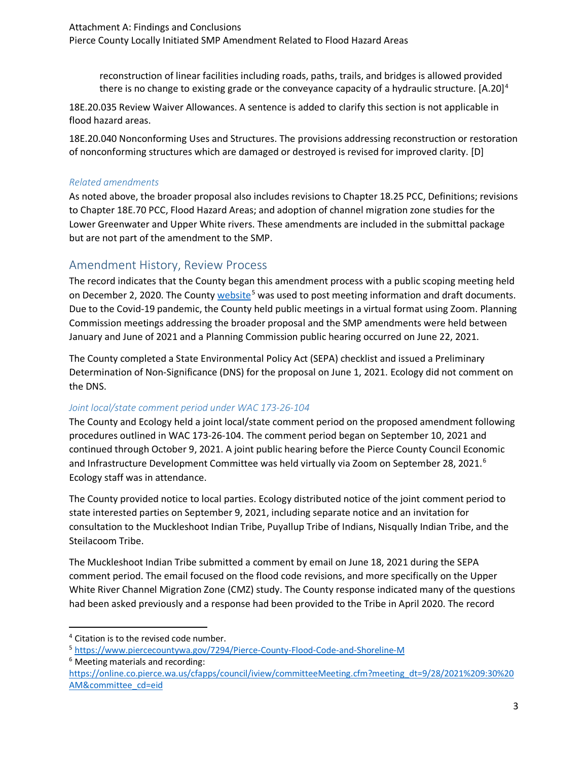reconstruction of linear facilities including roads, paths, trails, and bridges is allowed provided there is no change to existing grade or the conveyance capacity of a hydraulic structure. [A.20][4]

18E.20.035 Review Waiver Allowances. A sentence is added to clarify this section is not applicable in flood hazard areas.

18E.20.040 Nonconforming Uses and Structures. The provisions addressing reconstruction or restoration of nonconforming structures which are damaged or destroyed is revised for improved clarity. [D]

### *Related amendments*

As noted above, the broader proposal also includes revisions to Chapter 18.25 PCC, Definitions; revisions to Chapter 18E.70 PCC, Flood Hazard Areas; and adoption of channel migration zone studies for the Lower Greenwater and Upper White rivers. These amendments are included in the submittal package but are not part of the amendment to the SMP.

## Amendment History, Review Process

The record indicates that the County began this amendment process with a public scoping meeting held on December 2, 2020. The County website[5] was used to post meeting information and draft documents. Due to the Covid-19 pandemic, the County held public meetings in a virtual format using Zoom. Planning Commission meetings addressing the broader proposal and the SMP amendments were held between January and June of 2021 and a Planning Commission public hearing occurred on June 22, 2021.

The County completed a State Environmental Policy Act (SEPA) checklist and issued a Preliminary Determination of Non-Significance (DNS) for the proposal on June 1, 2021. Ecology did not comment on the DNS.

### *Joint local/state comment period under WAC 173-26-104*

The County and Ecology held a joint local/state comment period on the proposed amendment following procedures outlined in WAC 173-26-104. The comment period began on September 10, 2021 and continued through October 9, 2021. A joint public hearing before the Pierce County Council Economic and Infrastructure Development Committee was held virtually via Zoom on September 28, 2021.[6] Ecology staff was in attendance.

The County provided notice to local parties. Ecology distributed notice of the joint comment period to state interested parties on September 9, 2021, including separate notice and an invitation for consultation to the Muckleshoot Indian Tribe, Puyallup Tribe of Indians, Nisqually Indian Tribe, and the Steilacoom Tribe.

The Muckleshoot Indian Tribe submitted a comment by email on June 18, 2021 during the SEPA comment period. The email focused on the flood code revisions, and more specifically on the Upper White River Channel Migration Zone (CMZ) study. The County response indicated many of the questions had been asked previously and a response had been provided to the Tribe in April 2020. The record

---

[4] Citation is to the revised code number.

[5] https://www.piercecountywa.gov/7294/Pierce-County-Flood-Code-and-Shoreline-M

[6] Meeting materials and recording: https://online.co.pierce.wa.us/cfapps/council/iview/committeeMeeting.cfm?meeting_dt=9/28/2021%209:30%20AM&committee_cd=eid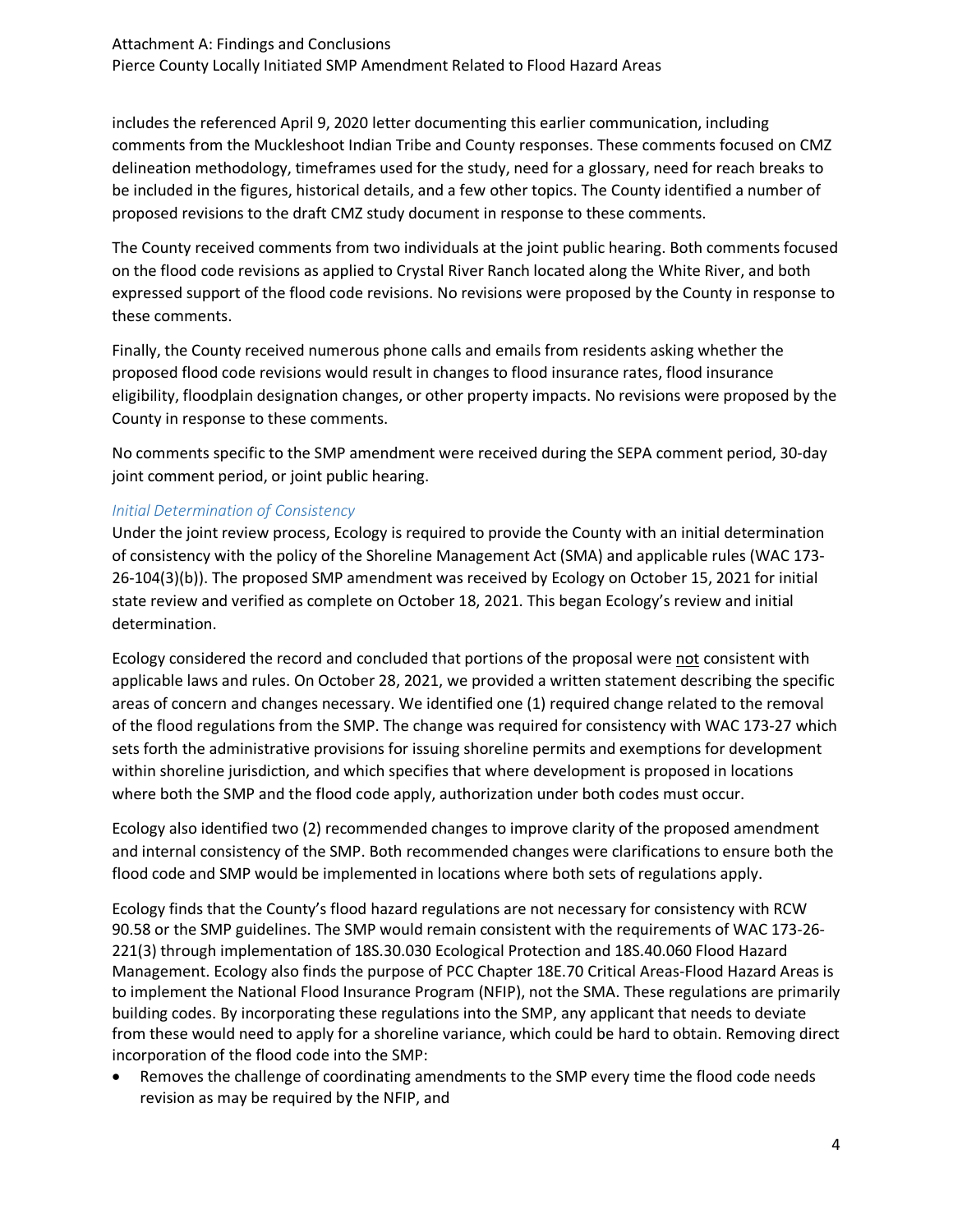includes the referenced April 9, 2020 letter documenting this earlier communication, including comments from the Muckleshoot Indian Tribe and County responses. These comments focused on CMZ delineation methodology, timeframes used for the study, need for a glossary, need for reach breaks to be included in the figures, historical details, and a few other topics. The County identified a number of proposed revisions to the draft CMZ study document in response to these comments.

The County received comments from two individuals at the joint public hearing. Both comments focused on the flood code revisions as applied to Crystal River Ranch located along the White River, and both expressed support of the flood code revisions. No revisions were proposed by the County in response to these comments.

Finally, the County received numerous phone calls and emails from residents asking whether the proposed flood code revisions would result in changes to flood insurance rates, flood insurance eligibility, floodplain designation changes, or other property impacts. No revisions were proposed by the County in response to these comments.

No comments specific to the SMP amendment were received during the SEPA comment period, 30-day joint comment period, or joint public hearing.

### *Initial Determination of Consistency*

Under the joint review process, Ecology is required to provide the County with an initial determination of consistency with the policy of the Shoreline Management Act (SMA) and applicable rules (WAC 173-26-104(3)(b)). The proposed SMP amendment was received by Ecology on October 15, 2021 for initial state review and verified as complete on October 18, 2021. This began Ecology's review and initial determination.

Ecology considered the record and concluded that portions of the proposal were <u>not</u> consistent with applicable laws and rules. On October 28, 2021, we provided a written statement describing the specific areas of concern and changes necessary. We identified one (1) required change related to the removal of the flood regulations from the SMP. The change was required for consistency with WAC 173-27 which sets forth the administrative provisions for issuing shoreline permits and exemptions for development within shoreline jurisdiction, and which specifies that where development is proposed in locations where both the SMP and the flood code apply, authorization under both codes must occur.

Ecology also identified two (2) recommended changes to improve clarity of the proposed amendment and internal consistency of the SMP. Both recommended changes were clarifications to ensure both the flood code and SMP would be implemented in locations where both sets of regulations apply.

Ecology finds that the County's flood hazard regulations are not necessary for consistency with RCW 90.58 or the SMP guidelines. The SMP would remain consistent with the requirements of WAC 173-26-221(3) through implementation of 18S.30.030 Ecological Protection and 18S.40.060 Flood Hazard Management. Ecology also finds the purpose of PCC Chapter 18E.70 Critical Areas-Flood Hazard Areas is to implement the National Flood Insurance Program (NFIP), not the SMA. These regulations are primarily building codes. By incorporating these regulations into the SMP, any applicant that needs to deviate from these would need to apply for a shoreline variance, which could be hard to obtain. Removing direct incorporation of the flood code into the SMP:

- Removes the challenge of coordinating amendments to the SMP every time the flood code needs revision as may be required by the NFIP, and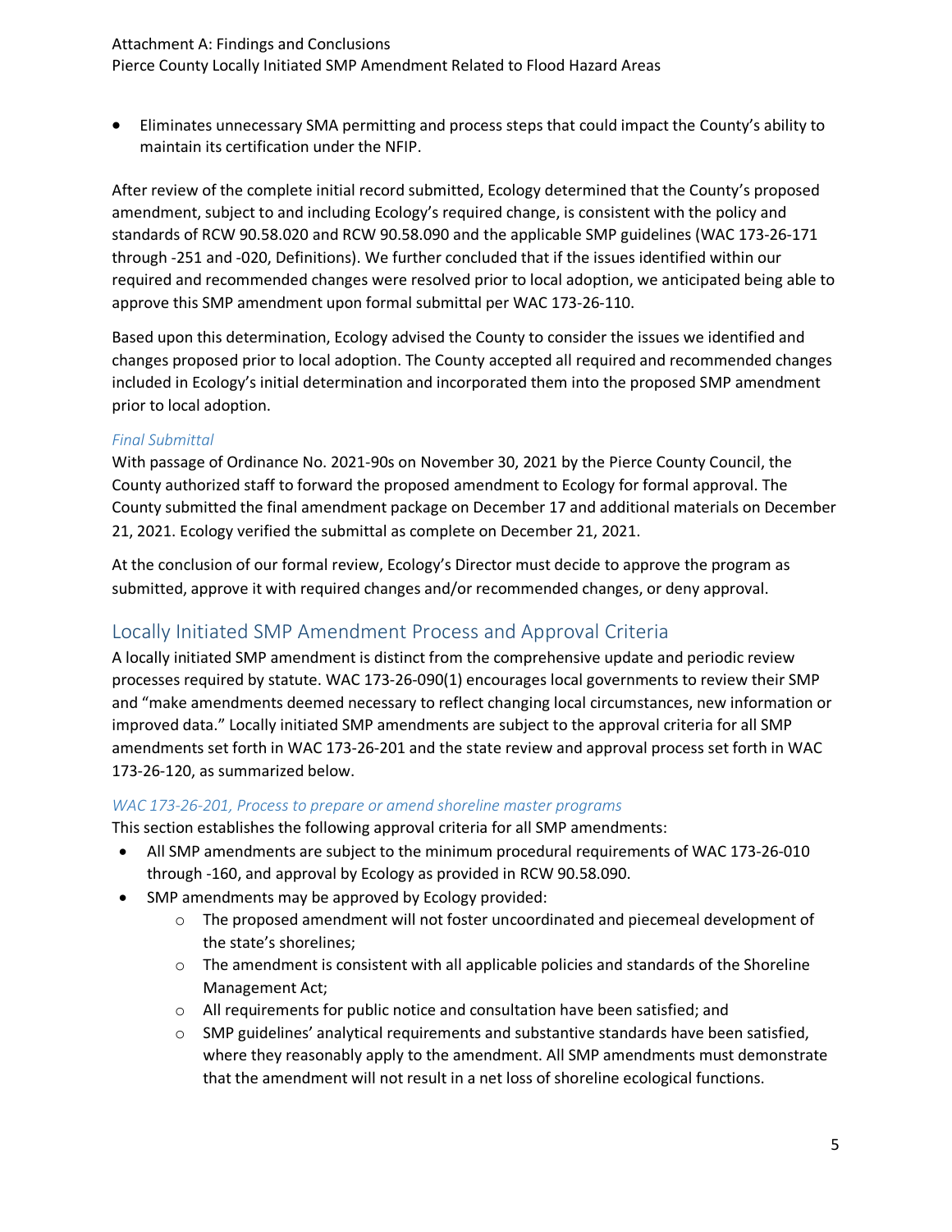- Eliminates unnecessary SMA permitting and process steps that could impact the County's ability to maintain its certification under the NFIP.

After review of the complete initial record submitted, Ecology determined that the County's proposed amendment, subject to and including Ecology's required change, is consistent with the policy and standards of RCW 90.58.020 and RCW 90.58.090 and the applicable SMP guidelines (WAC 173-26-171 through -251 and -020, Definitions). We further concluded that if the issues identified within our required and recommended changes were resolved prior to local adoption, we anticipated being able to approve this SMP amendment upon formal submittal per WAC 173-26-110.

Based upon this determination, Ecology advised the County to consider the issues we identified and changes proposed prior to local adoption. The County accepted all required and recommended changes included in Ecology's initial determination and incorporated them into the proposed SMP amendment prior to local adoption.

### *Final Submittal*

With passage of Ordinance No. 2021-90s on November 30, 2021 by the Pierce County Council, the County authorized staff to forward the proposed amendment to Ecology for formal approval. The County submitted the final amendment package on December 17 and additional materials on December 21, 2021. Ecology verified the submittal as complete on December 21, 2021.

At the conclusion of our formal review, Ecology's Director must decide to approve the program as submitted, approve it with required changes and/or recommended changes, or deny approval.

## Locally Initiated SMP Amendment Process and Approval Criteria

A locally initiated SMP amendment is distinct from the comprehensive update and periodic review processes required by statute. WAC 173-26-090(1) encourages local governments to review their SMP and "make amendments deemed necessary to reflect changing local circumstances, new information or improved data." Locally initiated SMP amendments are subject to the approval criteria for all SMP amendments set forth in WAC 173-26-201 and the state review and approval process set forth in WAC 173-26-120, as summarized below.

### *WAC 173-26-201, Process to prepare or amend shoreline master programs*

This section establishes the following approval criteria for all SMP amendments:

- All SMP amendments are subject to the minimum procedural requirements of WAC 173-26-010 through -160, and approval by Ecology as provided in RCW 90.58.090.
- SMP amendments may be approved by Ecology provided:
  - The proposed amendment will not foster uncoordinated and piecemeal development of the state's shorelines;
  - The amendment is consistent with all applicable policies and standards of the Shoreline Management Act;
  - All requirements for public notice and consultation have been satisfied; and
  - SMP guidelines' analytical requirements and substantive standards have been satisfied, where they reasonably apply to the amendment. All SMP amendments must demonstrate that the amendment will not result in a net loss of shoreline ecological functions.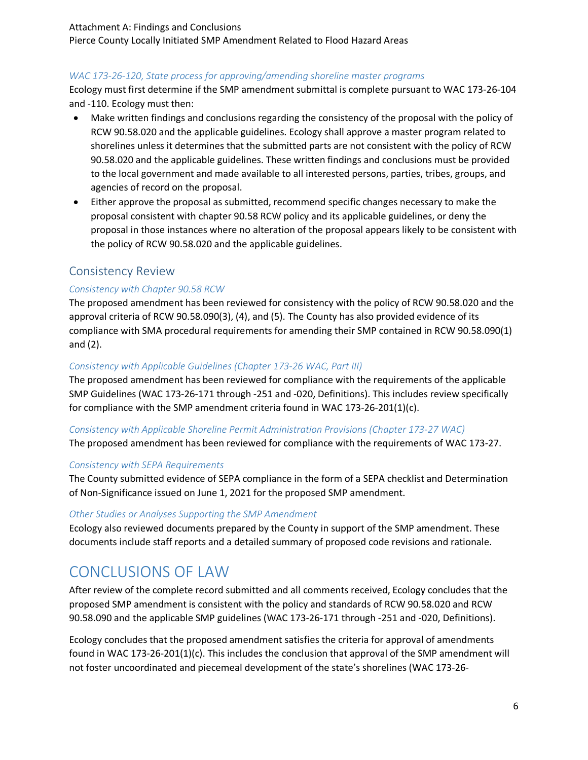*WAC 173-26-120, State process for approving/amending shoreline master programs*

Ecology must first determine if the SMP amendment submittal is complete pursuant to WAC 173-26-104 and -110. Ecology must then:

- Make written findings and conclusions regarding the consistency of the proposal with the policy of RCW 90.58.020 and the applicable guidelines. Ecology shall approve a master program related to shorelines unless it determines that the submitted parts are not consistent with the policy of RCW 90.58.020 and the applicable guidelines. These written findings and conclusions must be provided to the local government and made available to all interested persons, parties, tribes, groups, and agencies of record on the proposal.
- Either approve the proposal as submitted, recommend specific changes necessary to make the proposal consistent with chapter 90.58 RCW policy and its applicable guidelines, or deny the proposal in those instances where no alteration of the proposal appears likely to be consistent with the policy of RCW 90.58.020 and the applicable guidelines.

## Consistency Review

### *Consistency with Chapter 90.58 RCW*

The proposed amendment has been reviewed for consistency with the policy of RCW 90.58.020 and the approval criteria of RCW 90.58.090(3), (4), and (5). The County has also provided evidence of its compliance with SMA procedural requirements for amending their SMP contained in RCW 90.58.090(1) and (2).

### *Consistency with Applicable Guidelines (Chapter 173-26 WAC, Part III)*

The proposed amendment has been reviewed for compliance with the requirements of the applicable SMP Guidelines (WAC 173-26-171 through -251 and -020, Definitions). This includes review specifically for compliance with the SMP amendment criteria found in WAC 173-26-201(1)(c).

### *Consistency with Applicable Shoreline Permit Administration Provisions (Chapter 173-27 WAC)*

The proposed amendment has been reviewed for compliance with the requirements of WAC 173-27.

### *Consistency with SEPA Requirements*

The County submitted evidence of SEPA compliance in the form of a SEPA checklist and Determination of Non-Significance issued on June 1, 2021 for the proposed SMP amendment.

### *Other Studies or Analyses Supporting the SMP Amendment*

Ecology also reviewed documents prepared by the County in support of the SMP amendment. These documents include staff reports and a detailed summary of proposed code revisions and rationale.

# CONCLUSIONS OF LAW

After review of the complete record submitted and all comments received, Ecology concludes that the proposed SMP amendment is consistent with the policy and standards of RCW 90.58.020 and RCW 90.58.090 and the applicable SMP guidelines (WAC 173-26-171 through -251 and -020, Definitions).

Ecology concludes that the proposed amendment satisfies the criteria for approval of amendments found in WAC 173-26-201(1)(c). This includes the conclusion that approval of the SMP amendment will not foster uncoordinated and piecemeal development of the state's shorelines (WAC 173-26-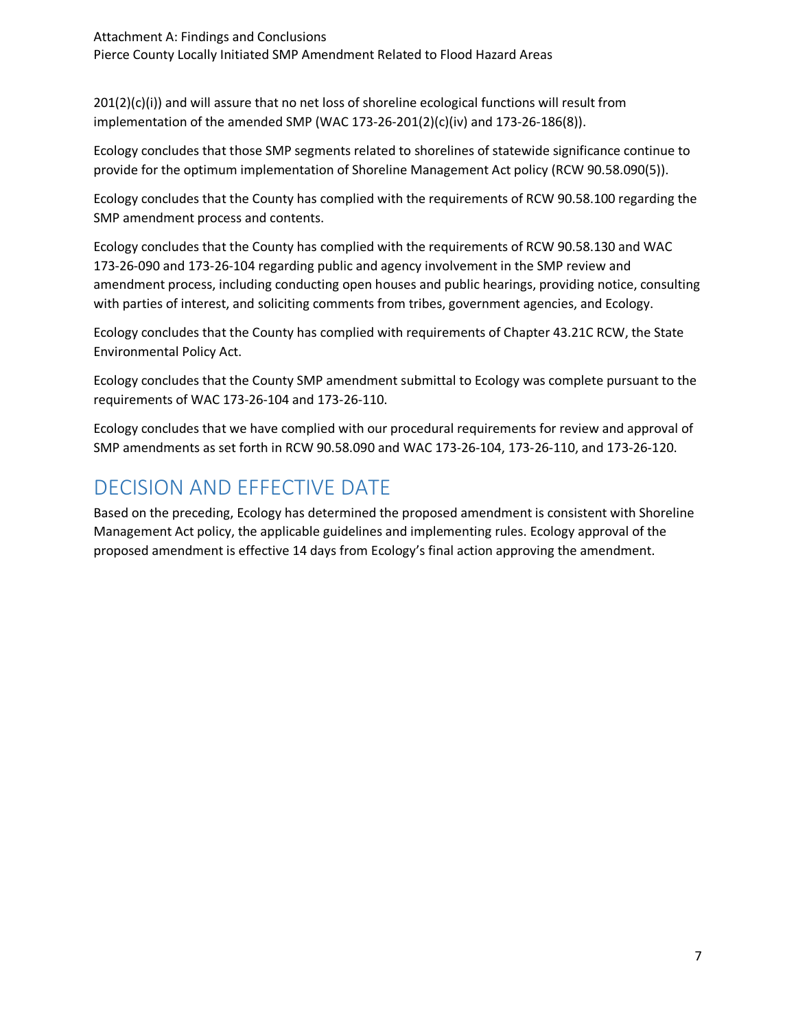201(2)(c)(i)) and will assure that no net loss of shoreline ecological functions will result from implementation of the amended SMP (WAC 173-26-201(2)(c)(iv) and 173-26-186(8)).

Ecology concludes that those SMP segments related to shorelines of statewide significance continue to provide for the optimum implementation of Shoreline Management Act policy (RCW 90.58.090(5)).

Ecology concludes that the County has complied with the requirements of RCW 90.58.100 regarding the SMP amendment process and contents.

Ecology concludes that the County has complied with the requirements of RCW 90.58.130 and WAC 173-26-090 and 173-26-104 regarding public and agency involvement in the SMP review and amendment process, including conducting open houses and public hearings, providing notice, consulting with parties of interest, and soliciting comments from tribes, government agencies, and Ecology.

Ecology concludes that the County has complied with requirements of Chapter 43.21C RCW, the State Environmental Policy Act.

Ecology concludes that the County SMP amendment submittal to Ecology was complete pursuant to the requirements of WAC 173-26-104 and 173-26-110.

Ecology concludes that we have complied with our procedural requirements for review and approval of SMP amendments as set forth in RCW 90.58.090 and WAC 173-26-104, 173-26-110, and 173-26-120.

## DECISION AND EFFECTIVE DATE

Based on the preceding, Ecology has determined the proposed amendment is consistent with Shoreline Management Act policy, the applicable guidelines and implementing rules. Ecology approval of the proposed amendment is effective 14 days from Ecology's final action approving the amendment.